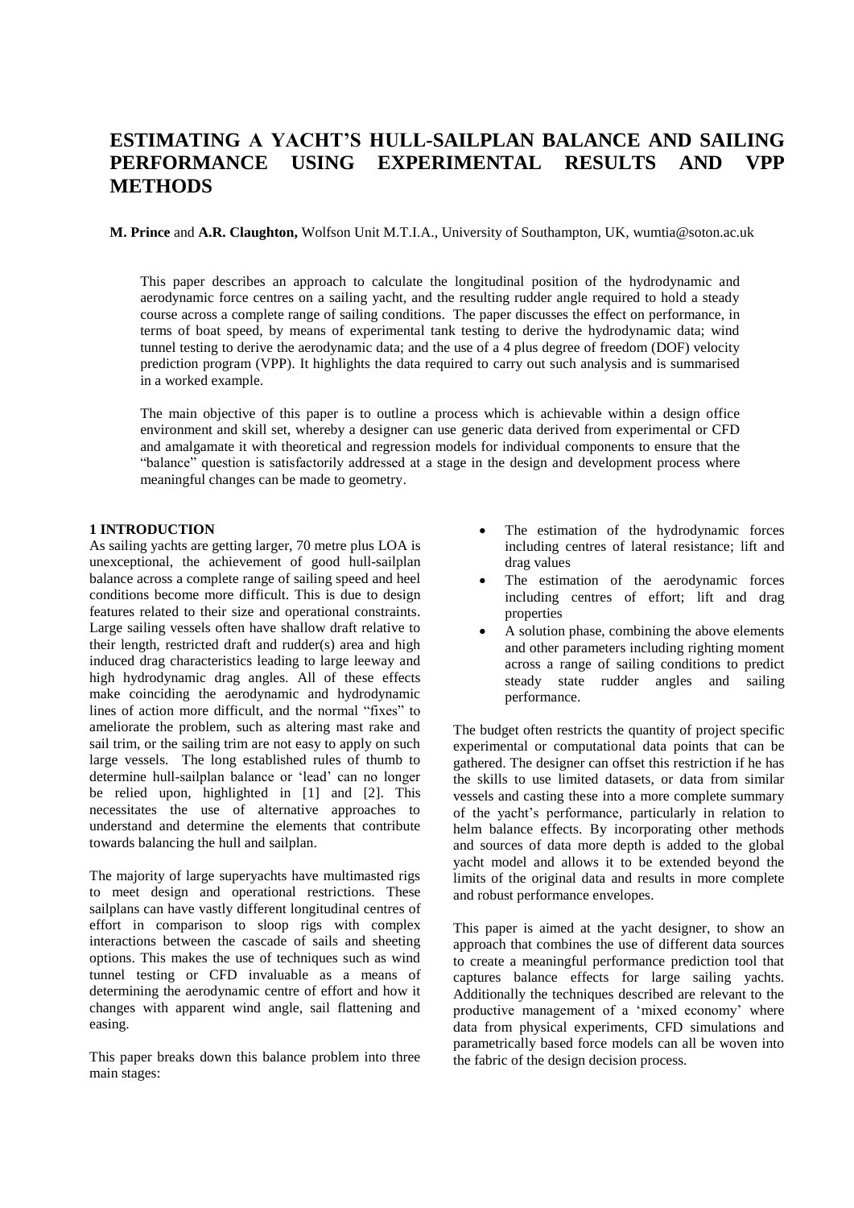# ESTIMATING A YACHT'S HULL-SAILPLAN BALANCE AND SAILING PERFORMANCE USING EXPERIMENTAL RESULTS AND VPP METHODS

**M. Prince** and **A.R. Claughton,** Wolfson Unit M.T.I.A., University of Southampton, UK, wumtia@soton.ac.uk

This paper describes an approach to calculate the longitudinal position of the hydrodynamic and aerodynamic force centres on a sailing yacht, and the resulting rudder angle required to hold a steady course across a complete range of sailing conditions. The paper discusses the effect on performance, in terms of boat speed, by means of experimental tank testing to derive the hydrodynamic data; wind tunnel testing to derive the aerodynamic data; and the use of a 4 plus degree of freedom (DOF) velocity prediction program (VPP). It highlights the data required to carry out such analysis and is summarised in a worked example.

The main objective of this paper is to outline a process which is achievable within a design office environment and skill set, whereby a designer can use generic data derived from experimental or CFD and amalgamate it with theoretical and regression models for individual components to ensure that the "balance" question is satisfactorily addressed at a stage in the design and development process where meaningful changes can be made to geometry.

## 1 INTRODUCTION

As sailing yachts are getting larger, 70 metre plus LOA is unexceptional, the achievement of good hull-sailplan balance across a complete range of sailing speed and heel conditions become more difficult. This is due to design features related to their size and operational constraints. Large sailing vessels often have shallow draft relative to their length, restricted draft and rudder(s) area and high induced drag characteristics leading to large leeway and high hydrodynamic drag angles. All of these effects make coinciding the aerodynamic and hydrodynamic lines of action more difficult, and the normal "fixes" to ameliorate the problem, such as altering mast rake and sail trim, or the sailing trim are not easy to apply on such large vessels. The long established rules of thumb to determine hull-sailplan balance or 'lead' can no longer be relied upon, highlighted in [1] and [2]. This necessitates the use of alternative approaches to understand and determine the elements that contribute towards balancing the hull and sailplan.

The majority of large superyachts have multimasted rigs to meet design and operational restrictions. These sailplans can have vastly different longitudinal centres of effort in comparison to sloop rigs with complex interactions between the cascade of sails and sheeting options. This makes the use of techniques such as wind tunnel testing or CFD invaluable as a means of determining the aerodynamic centre of effort and how it changes with apparent wind angle, sail flattening and easing.

This paper breaks down this balance problem into three main stages:

- The estimation of the hydrodynamic forces including centres of lateral resistance; lift and drag values
- The estimation of the aerodynamic forces including centres of effort; lift and drag properties
- A solution phase, combining the above elements and other parameters including righting moment across a range of sailing conditions to predict steady state rudder angles and sailing performance.

The budget often restricts the quantity of project specific experimental or computational data points that can be gathered. The designer can offset this restriction if he has the skills to use limited datasets, or data from similar vessels and casting these into a more complete summary of the yacht's performance, particularly in relation to helm balance effects. By incorporating other methods and sources of data more depth is added to the global yacht model and allows it to be extended beyond the limits of the original data and results in more complete and robust performance envelopes.

This paper is aimed at the yacht designer, to show an approach that combines the use of different data sources to create a meaningful performance prediction tool that captures balance effects for large sailing yachts. Additionally the techniques described are relevant to the productive management of a 'mixed economy' where data from physical experiments, CFD simulations and parametrically based force models can all be woven into the fabric of the design decision process.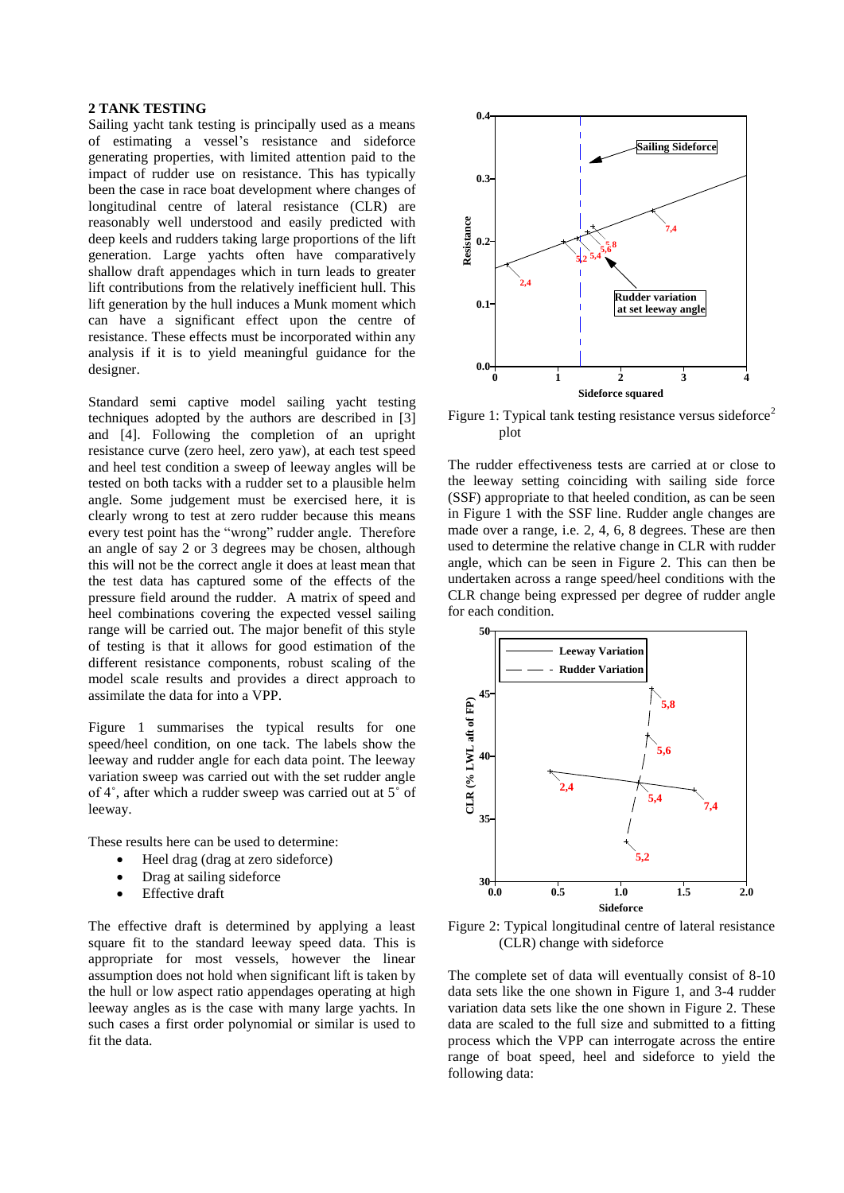## 2 TANK TESTING

Sailing yacht tank testing is principally used as a means of estimating a vessel's resistance and sideforce generating properties, with limited attention paid to the impact of rudder use on resistance. This has typically been the case in race boat development where changes of longitudinal centre of lateral resistance (CLR) are reasonably well understood and easily predicted with deep keels and rudders taking large proportions of the lift generation. Large yachts often have comparatively shallow draft appendages which in turn leads to greater lift contributions from the relatively inefficient hull. This lift generation by the hull induces a Munk moment which can have a significant effect upon the centre of resistance. These effects must be incorporated within any analysis if it is to yield meaningful guidance for the designer.

Standard semi captive model sailing yacht testing techniques adopted by the authors are described in [3] and [4]. Following the completion of an upright resistance curve (zero heel, zero yaw), at each test speed and heel test condition a sweep of leeway angles will be tested on both tacks with a rudder set to a plausible helm angle. Some judgement must be exercised here, it is clearly wrong to test at zero rudder because this means every test point has the "wrong" rudder angle. Therefore an angle of say 2 or 3 degrees may be chosen, although this will not be the correct angle it does at least mean that the test data has captured some of the effects of the pressure field around the rudder. A matrix of speed and heel combinations covering the expected vessel sailing range will be carried out. The major benefit of this style of testing is that it allows for good estimation of the different resistance components, robust scaling of the model scale results and provides a direct approach to assimilate the data for into a VPP.

Figure 1 summarises the typical results for one speed/heel condition, on one tack. The labels show the leeway and rudder angle for each data point. The leeway variation sweep was carried out with the set rudder angle of 4˚, after which a rudder sweep was carried out at 5˚ of leeway.

These results here can be used to determine:

- Heel drag (drag at zero sideforce)
- Drag at sailing sideforce
- Effective draft

The effective draft is determined by applying a least square fit to the standard leeway speed data. This is appropriate for most vessels, however the linear assumption does not hold when significant lift is taken by the hull or low aspect ratio appendages operating at high leeway angles as is the case with many large yachts. In such cases a first order polynomial or similar is used to fit the data.

Resistance
0.4
0.3
0.2
0.1
0.0
0
1
2
3
4
Sideforce squared
Sailing Sideforce
Rudder variation at set leeway angle
2,4
5,2
5,4
5,6
5,8
7,4

Figure 1: Typical tank testing resistance versus sideforce$^2$ plot

The rudder effectiveness tests are carried at or close to the leeway setting coinciding with sailing side force (SSF) appropriate to that heeled condition, as can be seen in Figure 1 with the SSF line. Rudder angle changes are made over a range, i.e. 2, 4, 6, 8 degrees. These are then used to determine the relative change in CLR with rudder angle, which can be seen in Figure 2. This can then be undertaken across a range speed/heel conditions with the CLR change being expressed per degree of rudder angle for each condition.

CLR (% LWL aft of FP)
50
45
40
35
30
0.0
0.5
1.0
1.5
2.0
Sideforce
Leeway Variation
Rudder Variation
5,8
5,6
2,4
5,4
7,4
5,2

Figure 2: Typical longitudinal centre of lateral resistance (CLR) change with sideforce

The complete set of data will eventually consist of 8-10 data sets like the one shown in Figure 1, and 3-4 rudder variation data sets like the one shown in Figure 2. These data are scaled to the full size and submitted to a fitting process which the VPP can interrogate across the entire range of boat speed, heel and sideforce to yield the following data: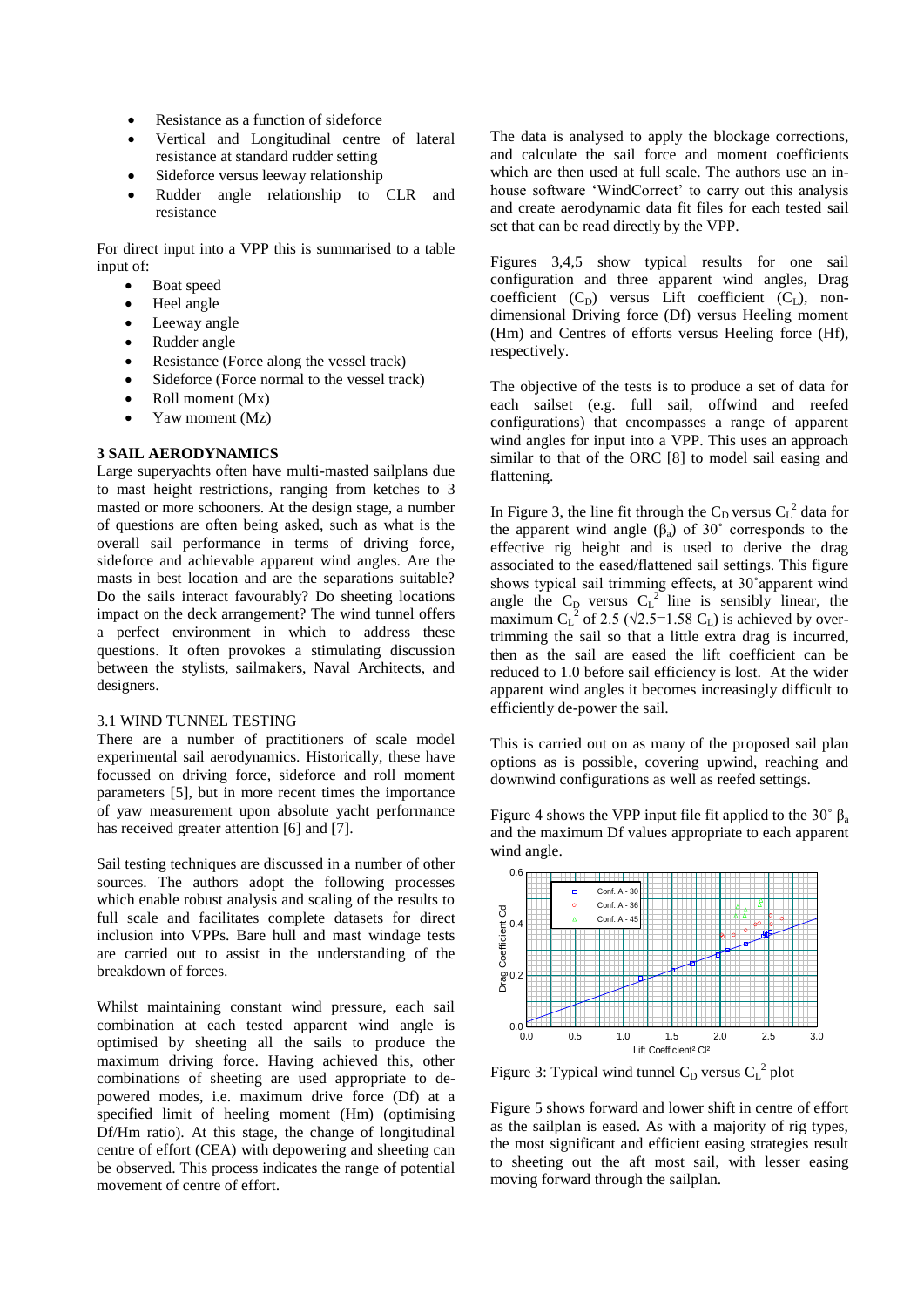- Resistance as a function of sideforce
- Vertical and Longitudinal centre of lateral resistance at standard rudder setting
- Sideforce versus leeway relationship
- Rudder angle relationship to CLR and resistance

For direct input into a VPP this is summarised to a table input of:

- Boat speed
- Heel angle
- Leeway angle
- Rudder angle
- Resistance (Force along the vessel track)
- Sideforce (Force normal to the vessel track)
- Roll moment (Mx)
- Yaw moment (Mz)

### 3 SAIL AERODYNAMICS

Large superyachts often have multi-masted sailplans due to mast height restrictions, ranging from ketches to 3 masted or more schooners. At the design stage, a number of questions are often being asked, such as what is the overall sail performance in terms of driving force, sideforce and achievable apparent wind angles. Are the masts in best location and are the separations suitable? Do the sails interact favourably? Do sheeting locations impact on the deck arrangement? The wind tunnel offers a perfect environment in which to address these questions. It often provokes a stimulating discussion between the stylists, sailmakers, Naval Architects, and designers.

#### 3.1 WIND TUNNEL TESTING

There are a number of practitioners of scale model experimental sail aerodynamics. Historically, these have focussed on driving force, sideforce and roll moment parameters [5], but in more recent times the importance of yaw measurement upon absolute yacht performance has received greater attention [6] and [7].

Sail testing techniques are discussed in a number of other sources. The authors adopt the following processes which enable robust analysis and scaling of the results to full scale and facilitates complete datasets for direct inclusion into VPPs. Bare hull and mast windage tests are carried out to assist in the understanding of the breakdown of forces.

Whilst maintaining constant wind pressure, each sail combination at each tested apparent wind angle is optimised by sheeting all the sails to produce the maximum driving force. Having achieved this, other combinations of sheeting are used appropriate to de-powered modes, i.e. maximum drive force (Df) at a specified limit of heeling moment (Hm) (optimising Df/Hm ratio). At this stage, the change of longitudinal centre of effort (CEA) with depowering and sheeting can be observed. This process indicates the range of potential movement of centre of effort.

The data is analysed to apply the blockage corrections, and calculate the sail force and moment coefficients which are then used at full scale. The authors use an in-house software 'WindCorrect' to carry out this analysis and create aerodynamic data fit files for each tested sail set that can be read directly by the VPP.

Figures 3,4,5 show typical results for one sail configuration and three apparent wind angles, Drag coefficient ($C_D$) versus Lift coefficient ($C_L$), non-dimensional Driving force (Df) versus Heeling moment (Hm) and Centres of efforts versus Heeling force (Hf), respectively.

The objective of the tests is to produce a set of data for each sailset (e.g. full sail, offwind and reefed configurations) that encompasses a range of apparent wind angles for input into a VPP. This uses an approach similar to that of the ORC [8] to model sail easing and flattening.

In Figure 3, the line fit through the $C_D$ versus $C_L^2$ data for the apparent wind angle ($\beta_a$) of 30˚ corresponds to the effective rig height and is used to derive the drag associated to the eased/flattened sail settings. This figure shows typical sail trimming effects, at 30˚apparent wind angle the $C_D$ versus $C_L^2$ line is sensibly linear, the maximum $C_L^2$ of 2.5 ($\sqrt{2.5}$=1.58 $C_L$) is achieved by over-trimming the sail so that a little extra drag is incurred, then as the sail are eased the lift coefficient can be reduced to 1.0 before sail efficiency is lost. At the wider apparent wind angles it becomes increasingly difficult to efficiently de-power the sail.

This is carried out on as many of the proposed sail plan options as is possible, covering upwind, reaching and downwind configurations as well as reefed settings.

Figure 4 shows the VPP input file fit applied to the 30˚ $\beta_a$ and the maximum Df values appropriate to each apparent wind angle.

Conf. A - 30
Conf. A - 36
Conf. A - 45
Drag Coefficient Cd
0.0
0.2
0.4
0.6
Lift Coefficient² Cl²
0.0
0.5
1.0
1.5
2.0
2.5
3.0

Figure 3: Typical wind tunnel $C_D$ versus $C_L^2$ plot

Figure 5 shows forward and lower shift in centre of effort as the sailplan is eased. As with a majority of rig types, the most significant and efficient easing strategies result to sheeting out the aft most sail, with lesser easing moving forward through the sailplan.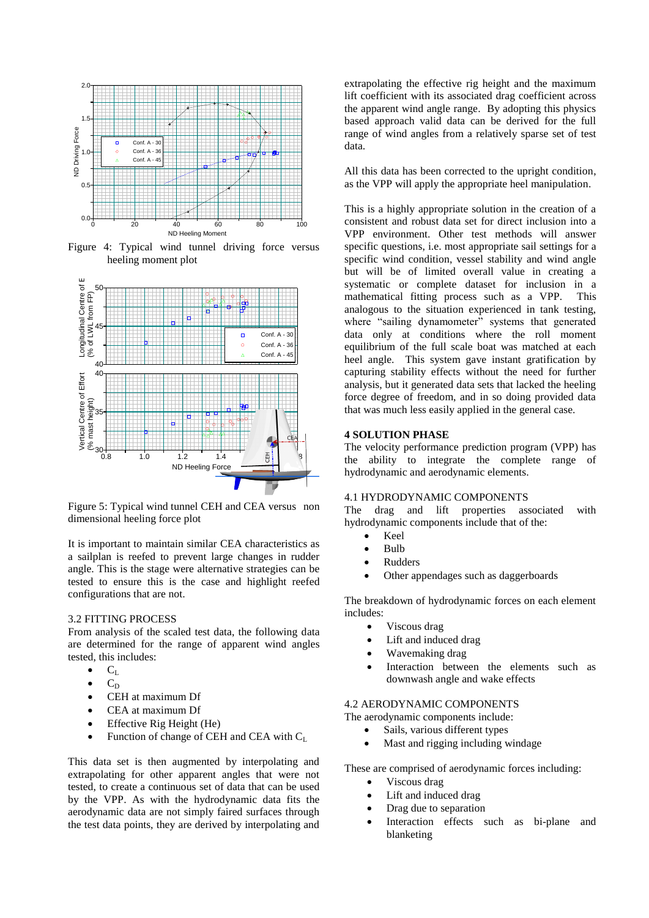ND Driving Force

2.0
1.5
1.0
0.5
0.0

0 20 40 60 80 100

ND Heeling Moment

Conf. A - 30
Conf. A - 36
Conf. A - 45

Figure 4: Typical wind tunnel driving force versus heeling moment plot

Longitudinal Centre of E (% of LWL from FP)

50
45
40

Conf. A - 30
Conf. A - 36
Conf. A - 45

Vertical Centre of Effort (% mast height)

40
35
30

0.8 1.0 1.2 1.4

ND Heeling Force

CEA
CEH

Figure 5: Typical wind tunnel CEH and CEA versus non dimensional heeling force plot

It is important to maintain similar CEA characteristics as a sailplan is reefed to prevent large changes in rudder angle. This is the stage were alternative strategies can be tested to ensure this is the case and highlight reefed configurations that are not.

### 3.2 FITTING PROCESS

From analysis of the scaled test data, the following data are determined for the range of apparent wind angles tested, this includes:

- $C_L$
- $C_D$
- CEH at maximum Df
- CEA at maximum Df
- Effective Rig Height (He)
- Function of change of CEH and CEA with $C_L$

This data set is then augmented by interpolating and extrapolating for other apparent angles that were not tested, to create a continuous set of data that can be used by the VPP. As with the hydrodynamic data fits the aerodynamic data are not simply faired surfaces through the test data points, they are derived by interpolating and extrapolating the effective rig height and the maximum lift coefficient with its associated drag coefficient across the apparent wind angle range. By adopting this physics based approach valid data can be derived for the full range of wind angles from a relatively sparse set of test data.

All this data has been corrected to the upright condition, as the VPP will apply the appropriate heel manipulation.

This is a highly appropriate solution in the creation of a consistent and robust data set for direct inclusion into a VPP environment. Other test methods will answer specific questions, i.e. most appropriate sail settings for a specific wind condition, vessel stability and wind angle but will be of limited overall value in creating a systematic or complete dataset for inclusion in a mathematical fitting process such as a VPP. This analogous to the situation experienced in tank testing, where "sailing dynamometer" systems that generated data only at conditions where the roll moment equilibrium of the full scale boat was matched at each heel angle. This system gave instant gratification by capturing stability effects without the need for further analysis, but it generated data sets that lacked the heeling force degree of freedom, and in so doing provided data that was much less easily applied in the general case.

## 4 SOLUTION PHASE

The velocity performance prediction program (VPP) has the ability to integrate the complete range of hydrodynamic and aerodynamic elements.

### 4.1 HYDRODYNAMIC COMPONENTS

The drag and lift properties associated with hydrodynamic components include that of the:

- Keel
- Bulb
- Rudders
- Other appendages such as daggerboards

The breakdown of hydrodynamic forces on each element includes:

- Viscous drag
- Lift and induced drag
- Wavemaking drag
- Interaction between the elements such as downwash angle and wake effects

### 4.2 AERODYNAMIC COMPONENTS

The aerodynamic components include:

- Sails, various different types
- Mast and rigging including windage

These are comprised of aerodynamic forces including:

- Viscous drag
- Lift and induced drag
- Drag due to separation
- Interaction effects such as bi-plane and blanketing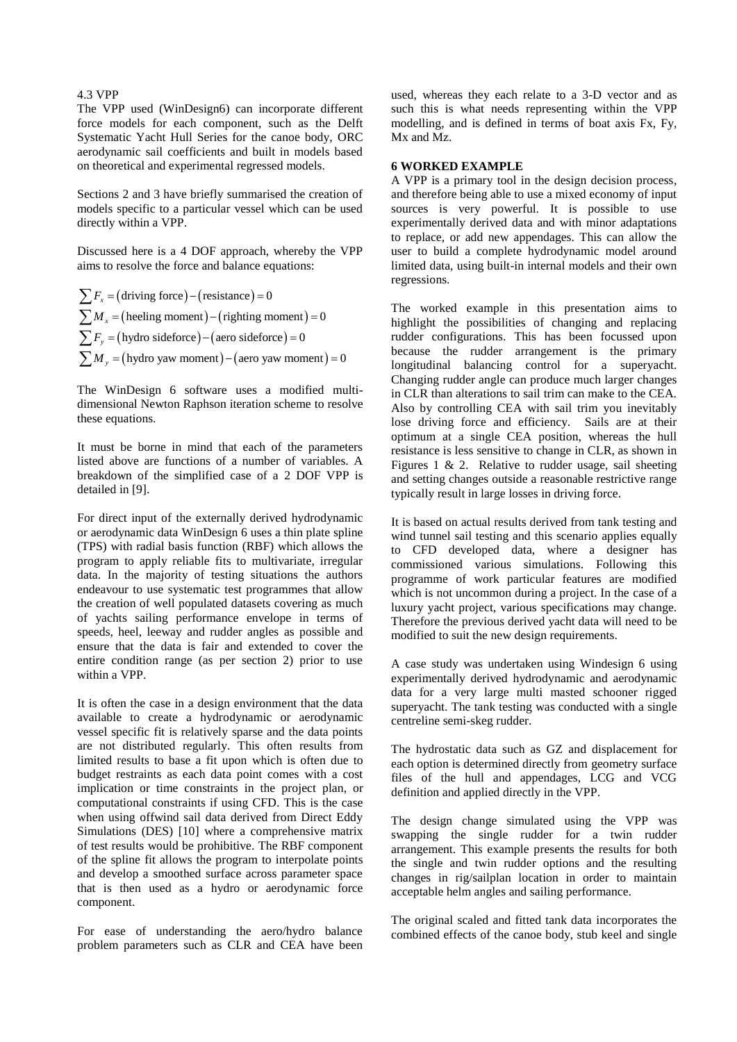### 4.3 VPP

The VPP used (WinDesign6) can incorporate different force models for each component, such as the Delft Systematic Yacht Hull Series for the canoe body, ORC aerodynamic sail coefficients and built in models based on theoretical and experimental regressed models.

Sections 2 and 3 have briefly summarised the creation of models specific to a particular vessel which can be used directly within a VPP.

Discussed here is a 4 DOF approach, whereby the VPP aims to resolve the force and balance equations:

$$\sum F_x = (\text{driving force}) - (\text{resistance}) = 0$$

$$\sum M_x = (\text{heeling moment}) - (\text{righting moment}) = 0$$

$$\sum F_y = (\text{hydro sideforce}) - (\text{aero sideforce}) = 0$$

$$\sum M_y = (\text{hydro yaw moment}) - (\text{aero yaw moment}) = 0$$

The WinDesign 6 software uses a modified multi-dimensional Newton Raphson iteration scheme to resolve these equations.

It must be borne in mind that each of the parameters listed above are functions of a number of variables. A breakdown of the simplified case of a 2 DOF VPP is detailed in [9].

For direct input of the externally derived hydrodynamic or aerodynamic data WinDesign 6 uses a thin plate spline (TPS) with radial basis function (RBF) which allows the program to apply reliable fits to multivariate, irregular data. In the majority of testing situations the authors endeavour to use systematic test programmes that allow the creation of well populated datasets covering as much of yachts sailing performance envelope in terms of speeds, heel, leeway and rudder angles as possible and ensure that the data is fair and extended to cover the entire condition range (as per section 2) prior to use within a VPP.

It is often the case in a design environment that the data available to create a hydrodynamic or aerodynamic vessel specific fit is relatively sparse and the data points are not distributed regularly. This often results from limited results to base a fit upon which is often due to budget restraints as each data point comes with a cost implication or time constraints in the project plan, or computational constraints if using CFD. This is the case when using offwind sail data derived from Direct Eddy Simulations (DES) [10] where a comprehensive matrix of test results would be prohibitive. The RBF component of the spline fit allows the program to interpolate points and develop a smoothed surface across parameter space that is then used as a hydro or aerodynamic force component.

For ease of understanding the aero/hydro balance problem parameters such as CLR and CEA have been used, whereas they each relate to a 3-D vector and as such this is what needs representing within the VPP modelling, and is defined in terms of boat axis Fx, Fy, Mx and Mz.

## 6 WORKED EXAMPLE

A VPP is a primary tool in the design decision process, and therefore being able to use a mixed economy of input sources is very powerful. It is possible to use experimentally derived data and with minor adaptations to replace, or add new appendages. This can allow the user to build a complete hydrodynamic model around limited data, using built-in internal models and their own regressions.

The worked example in this presentation aims to highlight the possibilities of changing and replacing rudder configurations. This has been focussed upon because the rudder arrangement is the primary longitudinal balancing control for a superyacht. Changing rudder angle can produce much larger changes in CLR than alterations to sail trim can make to the CEA. Also by controlling CEA with sail trim you inevitably lose driving force and efficiency. Sails are at their optimum at a single CEA position, whereas the hull resistance is less sensitive to change in CLR, as shown in Figures 1 & 2. Relative to rudder usage, sail sheeting and setting changes outside a reasonable restrictive range typically result in large losses in driving force.

It is based on actual results derived from tank testing and wind tunnel sail testing and this scenario applies equally to CFD developed data, where a designer has commissioned various simulations. Following this programme of work particular features are modified which is not uncommon during a project. In the case of a luxury yacht project, various specifications may change. Therefore the previous derived yacht data will need to be modified to suit the new design requirements.

A case study was undertaken using Windesign 6 using experimentally derived hydrodynamic and aerodynamic data for a very large multi masted schooner rigged superyacht. The tank testing was conducted with a single centreline semi-skeg rudder.

The hydrostatic data such as GZ and displacement for each option is determined directly from geometry surface files of the hull and appendages, LCG and VCG definition and applied directly in the VPP.

The design change simulated using the VPP was swapping the single rudder for a twin rudder arrangement. This example presents the results for both the single and twin rudder options and the resulting changes in rig/sailplan location in order to maintain acceptable helm angles and sailing performance.

The original scaled and fitted tank data incorporates the combined effects of the canoe body, stub keel and single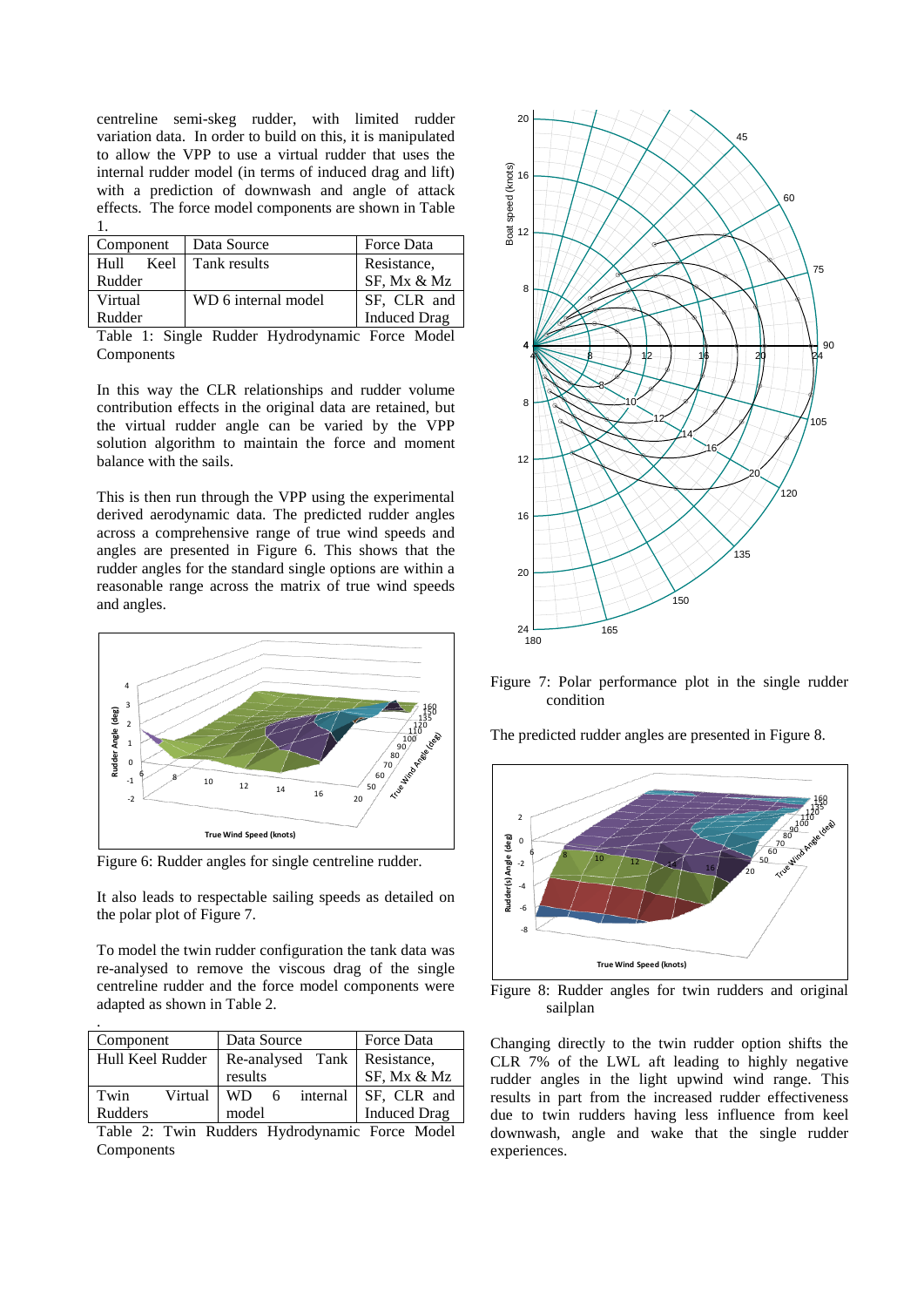centreline semi-skeg rudder, with limited rudder variation data. In order to build on this, it is manipulated to allow the VPP to use a virtual rudder that uses the internal rudder model (in terms of induced drag and lift) with a prediction of downwash and angle of attack effects. The force model components are shown in Table 1.

| Component | Data Source | Force Data |
|---|---|---|
| Hull Keel Rudder | Tank results | Resistance, SF, Mx & Mz |
| Virtual Rudder | WD 6 internal model | SF, CLR and Induced Drag |

Table 1: Single Rudder Hydrodynamic Force Model Components

In this way the CLR relationships and rudder volume contribution effects in the original data are retained, but the virtual rudder angle can be varied by the VPP solution algorithm to maintain the force and moment balance with the sails.

This is then run through the VPP using the experimental derived aerodynamic data. The predicted rudder angles across a comprehensive range of true wind speeds and angles are presented in Figure 6. This shows that the rudder angles for the standard single options are within a reasonable range across the matrix of true wind speeds and angles.

Rudder Angle (deg)
4
3
2
1
0
-1
-2
6
8
10
12
14
16
20
True Wind Speed (knots)
True Wind Angle (deg)
160
150
135
120
110
100
90
80
70
60
50

Figure 6: Rudder angles for single centreline rudder.

It also leads to respectable sailing speeds as detailed on the polar plot of Figure 7.

To model the twin rudder configuration the tank data was re-analysed to remove the viscous drag of the single centreline rudder and the force model components were adapted as shown in Table 2.

| Component | Data Source | Force Data |
|---|---|---|
| Hull Keel Rudder | Re-analysed Tank results | Resistance, SF, Mx & Mz |
| Twin Virtual Rudders | WD 6 internal model | SF, CLR and Induced Drag |

Table 2: Twin Rudders Hydrodynamic Force Model Components

Boat speed (knots)
20
16
12
8
4
8
12
16
20
24
180
45
60
75
90
105
120
135
150
165
4
8
12
16
20
24
8
10
12
14
16
20

Figure 7: Polar performance plot in the single rudder condition

The predicted rudder angles are presented in Figure 8.

Rudder(s) Angle (deg)
2
0
-2
-4
-6
-8
6
8
10
12
14
16
20
True Wind Speed (knots)
True Wind Angle (deg)
160
150
135
120
110
100
90
80
70
60
50

Figure 8: Rudder angles for twin rudders and original sailplan

Changing directly to the twin rudder option shifts the CLR 7% of the LWL aft leading to highly negative rudder angles in the light upwind wind range. This results in part from the increased rudder effectiveness due to twin rudders having less influence from keel downwash, angle and wake that the single rudder experiences.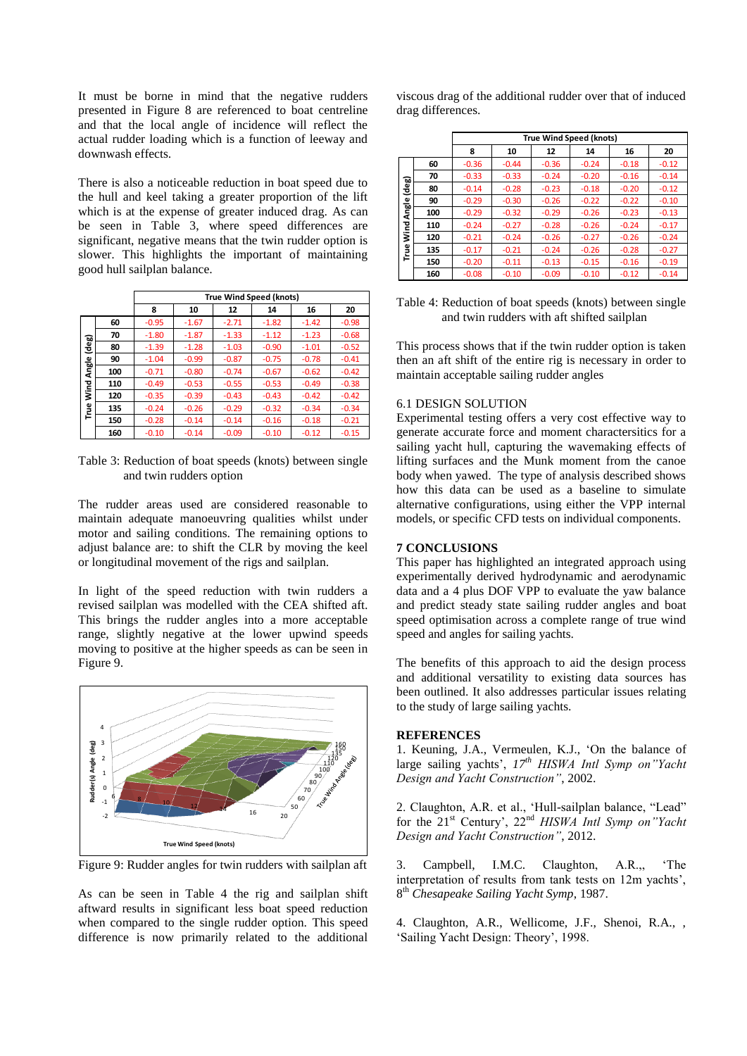It must be borne in mind that the negative rudders presented in Figure 8 are referenced to boat centreline and that the local angle of incidence will reflect the actual rudder loading which is a function of leeway and downwash effects.

There is also a noticeable reduction in boat speed due to the hull and keel taking a greater proportion of the lift which is at the expense of greater induced drag. As can be seen in Table 3, where speed differences are significant, negative means that the twin rudder option is slower. This highlights the important of maintaining good hull sailplan balance.

| | | True Wind Speed (knots) | | | | | |
|---|---|---|---|---|---|---|---|
| | | 8 | 10 | 12 | 14 | 16 | 20 |
| True Wind Angle (deg) | 60 | -0.95 | -1.67 | -2.71 | -1.82 | -1.42 | -0.98 |
| | 70 | -1.80 | -1.87 | -1.33 | -1.12 | -1.23 | -0.68 |
| | 80 | -1.39 | -1.28 | -1.03 | -0.90 | -1.01 | -0.52 |
| | 90 | -1.04 | -0.99 | -0.87 | -0.75 | -0.78 | -0.41 |
| | 100 | -0.71 | -0.80 | -0.74 | -0.67 | -0.62 | -0.42 |
| | 110 | -0.49 | -0.53 | -0.55 | -0.53 | -0.49 | -0.38 |
| | 120 | -0.35 | -0.39 | -0.43 | -0.43 | -0.42 | -0.42 |
| | 135 | -0.24 | -0.26 | -0.29 | -0.32 | -0.34 | -0.34 |
| | 150 | -0.28 | -0.14 | -0.14 | -0.16 | -0.18 | -0.21 |
| | 160 | -0.10 | -0.14 | -0.09 | -0.10 | -0.12 | -0.15 |

Table 3: Reduction of boat speeds (knots) between single and twin rudders option

The rudder areas used are considered reasonable to maintain adequate manoeuvring qualities whilst under motor and sailing conditions. The remaining options to adjust balance are: to shift the CLR by moving the keel or longitudinal movement of the rigs and sailplan.

In light of the speed reduction with twin rudders a revised sailplan was modelled with the CEA shifted aft. This brings the rudder angles into a more acceptable range, slightly negative at the lower upwind speeds moving to positive at the higher speeds as can be seen in Figure 9.

Rudder(s) Angle (deg)
4
3
2
1
0
-1
-2
6
8
10
12
14
16
20
True Wind Speed (knots)
160
150
135
120
110
100
90
80
70
60
50
True Wind Angle (deg)

Figure 9: Rudder angles for twin rudders with sailplan aft

As can be seen in Table 4 the rig and sailplan shift afterward results in significant less boat speed reduction when compared to the single rudder option. This speed difference is now primarily related to the additional viscous drag of the additional rudder over that of induced drag differences.

| | | True Wind Speed (knots) | | | | | |
|---|---|---|---|---|---|---|---|
| | | 8 | 10 | 12 | 14 | 16 | 20 |
| True Wind Angle (deg) | 60 | -0.36 | -0.44 | -0.36 | -0.24 | -0.18 | -0.12 |
| | 70 | -0.33 | -0.33 | -0.24 | -0.20 | -0.16 | -0.14 |
| | 80 | -0.14 | -0.28 | -0.23 | -0.18 | -0.20 | -0.12 |
| | 90 | -0.29 | -0.30 | -0.26 | -0.22 | -0.22 | -0.10 |
| | 100 | -0.29 | -0.32 | -0.29 | -0.26 | -0.23 | -0.13 |
| | 110 | -0.24 | -0.27 | -0.28 | -0.26 | -0.24 | -0.17 |
| | 120 | -0.21 | -0.24 | -0.26 | -0.27 | -0.26 | -0.24 |
| | 135 | -0.17 | -0.21 | -0.24 | -0.26 | -0.28 | -0.27 |
| | 150 | -0.20 | -0.11 | -0.13 | -0.15 | -0.16 | -0.19 |
| | 160 | -0.08 | -0.10 | -0.09 | -0.10 | -0.12 | -0.14 |

Table 4: Reduction of boat speeds (knots) between single and twin rudders with aft shifted sailplan

This process shows that if the twin rudder option is taken then an aft shift of the entire rig is necessary in order to maintain acceptable sailing rudder angles

### 6.1 DESIGN SOLUTION

Experimental testing offers a very cost effective way to generate accurate force and moment characterstics for a sailing yacht hull, capturing the wavemaking effects of lifting surfaces and the Munk moment from the canoe body when yawed. The type of analysis described shows how this data can be used as a baseline to simulate alternative configurations, using either the VPP internal models, or specific CFD tests on individual components.

## 7 CONCLUSIONS

This paper has highlighted an integrated approach using experimentally derived hydrodynamic and aerodynamic data and a 4 plus DOF VPP to evaluate the yaw balance and predict steady state sailing rudder angles and boat speed optimisation across a complete range of true wind speed and angles for sailing yachts.

The benefits of this approach to aid the design process and additional versatility to existing data sources has been outlined. It also addresses particular issues relating to the study of large sailing yachts.

## REFERENCES

1. Keuning, J.A., Vermeulen, K.J., 'On the balance of large sailing yachts', *17th HISWA Intl Symp on"Yacht Design and Yacht Construction"*, 2002.

2. Claughton, A.R. et al., 'Hull-sailplan balance, "Lead" for the 21st Century', *22nd HISWA Intl Symp on"Yacht Design and Yacht Construction"*, 2012.

3. Campbell, I.M.C. Claughton, A.R.,, 'The interpretation of results from tank tests on 12m yachts', *8th Chesapeake Sailing Yacht Symp*, 1987.

4. Claughton, A.R., Wellicome, J.F., Shenoi, R.A., , 'Sailing Yacht Design: Theory', 1998.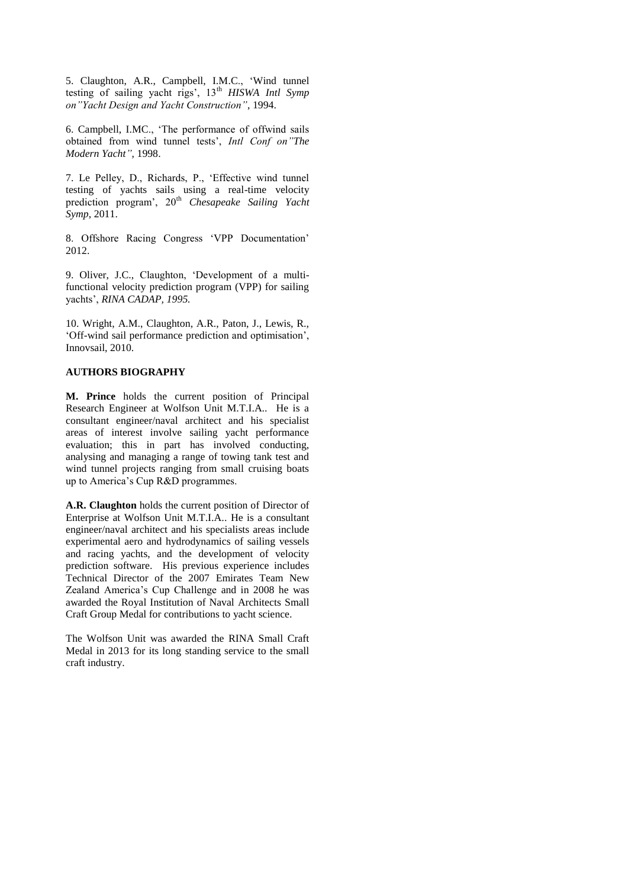5. Claughton, A.R., Campbell, I.M.C., 'Wind tunnel testing of sailing yacht rigs', 13th *HISWA Intl Symp on"Yacht Design and Yacht Construction"*, 1994.

6. Campbell, I.MC., 'The performance of offwind sails obtained from wind tunnel tests', *Intl Conf on"The Modern Yacht"*, 1998.

7. Le Pelley, D., Richards, P., 'Effective wind tunnel testing of yachts sails using a real-time velocity prediction program', 20th *Chesapeake Sailing Yacht Symp*, 2011.

8. Offshore Racing Congress 'VPP Documentation' 2012.

9. Oliver, J.C., Claughton, 'Development of a multi-functional velocity prediction program (VPP) for sailing yachts', *RINA CADAP, 1995.*

10. Wright, A.M., Claughton, A.R., Paton, J., Lewis, R., 'Off-wind sail performance prediction and optimisation', Innovsail, 2010.

**AUTHORS BIOGRAPHY**

**M. Prince** holds the current position of Principal Research Engineer at Wolfson Unit M.T.I.A.. He is a consultant engineer/naval architect and his specialist areas of interest involve sailing yacht performance evaluation; this in part has involved conducting, analysing and managing a range of towing tank test and wind tunnel projects ranging from small cruising boats up to America's Cup R&D programmes.

**A.R. Claughton** holds the current position of Director of Enterprise at Wolfson Unit M.T.I.A.. He is a consultant engineer/naval architect and his specialists areas include experimental aero and hydrodynamics of sailing vessels and racing yachts, and the development of velocity prediction software. His previous experience includes Technical Director of the 2007 Emirates Team New Zealand America's Cup Challenge and in 2008 he was awarded the Royal Institution of Naval Architects Small Craft Group Medal for contributions to yacht science.

The Wolfson Unit was awarded the RINA Small Craft Medal in 2013 for its long standing service to the small craft industry.